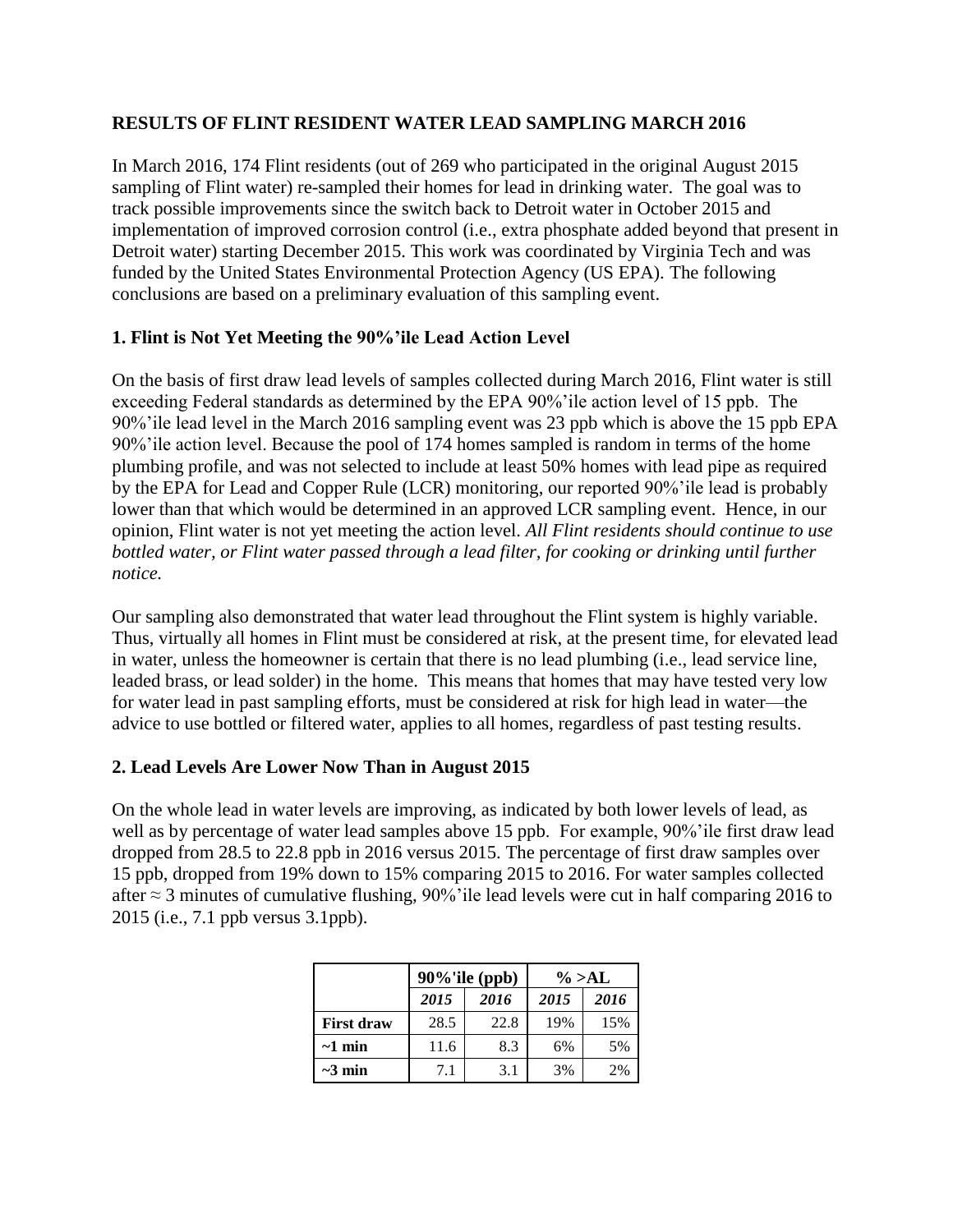**RESULTS OF FLINT RESIDENT WATER LEAD SAMPLING MARCH 2016**

In March 2016, 174 Flint residents (out of 269 who participated in the original August 2015 sampling of Flint water) re-sampled their homes for lead in drinking water. The goal was to track possible improvements since the switch back to Detroit water in October 2015 and implementation of improved corrosion control (i.e., extra phosphate added beyond that present in Detroit water) starting December 2015. This work was coordinated by Virginia Tech and was funded by the United States Environmental Protection Agency (US EPA). The following conclusions are based on a preliminary evaluation of this sampling event.

**1. Flint is Not Yet Meeting the 90%'ile Lead Action Level**

On the basis of first draw lead levels of samples collected during March 2016, Flint water is still exceeding Federal standards as determined by the EPA 90%'ile action level of 15 ppb. The 90%'ile lead level in the March 2016 sampling event was 23 ppb which is above the 15 ppb EPA 90%'ile action level. Because the pool of 174 homes sampled is random in terms of the home plumbing profile, and was not selected to include at least 50% homes with lead pipe as required by the EPA for Lead and Copper Rule (LCR) monitoring, our reported 90%'ile lead is probably lower than that which would be determined in an approved LCR sampling event. Hence, in our opinion, Flint water is not yet meeting the action level. *All Flint residents should continue to use bottled water, or Flint water passed through a lead filter, for cooking or drinking until further notice.*

Our sampling also demonstrated that water lead throughout the Flint system is highly variable. Thus, virtually all homes in Flint must be considered at risk, at the present time, for elevated lead in water, unless the homeowner is certain that there is no lead plumbing (i.e., lead service line, leaded brass, or lead solder) in the home. This means that homes that may have tested very low for water lead in past sampling efforts, must be considered at risk for high lead in water—the advice to use bottled or filtered water, applies to all homes, regardless of past testing results.

**2. Lead Levels Are Lower Now Than in August 2015**

On the whole lead in water levels are improving, as indicated by both lower levels of lead, as well as by percentage of water lead samples above 15 ppb. For example, 90%'ile first draw lead dropped from 28.5 to 22.8 ppb in 2016 versus 2015. The percentage of first draw samples over 15 ppb, dropped from 19% down to 15% comparing 2015 to 2016. For water samples collected after ≈ 3 minutes of cumulative flushing, 90%'ile lead levels were cut in half comparing 2016 to 2015 (i.e., 7.1 ppb versus 3.1ppb).

| | **90%'ile (ppb)** | | **% >AL** | |
|---|---|---|---|---|
| | ***2015*** | ***2016*** | ***2015*** | ***2016*** |
| **First draw** | 28.5 | 22.8 | 19% | 15% |
| **~1 min** | 11.6 | 8.3 | 6% | 5% |
| **~3 min** | 7.1 | 3.1 | 3% | 2% |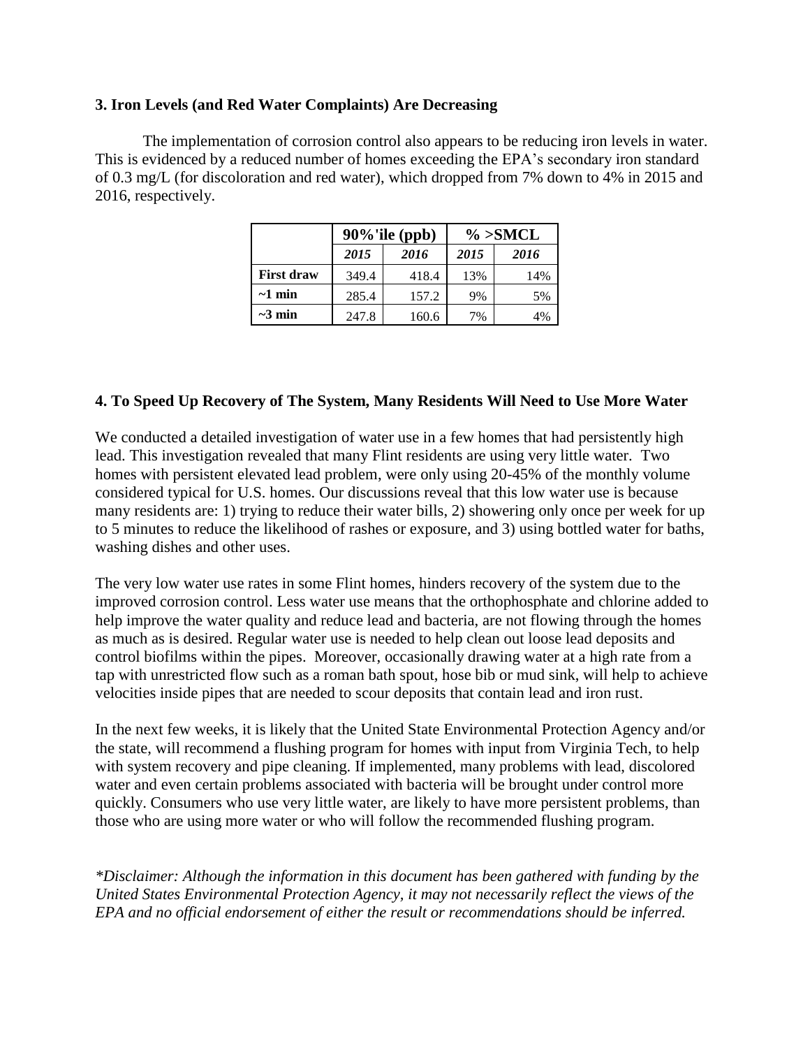### 3. Iron Levels (and Red Water Complaints) Are Decreasing

The implementation of corrosion control also appears to be reducing iron levels in water. This is evidenced by a reduced number of homes exceeding the EPA's secondary iron standard of 0.3 mg/L (for discoloration and red water), which dropped from 7% down to 4% in 2015 and 2016, respectively.

| | 90%'ile (ppb) | | % >SMCL | |
|---|---|---|---|---|
| | *2015* | *2016* | *2015* | *2016* |
| **First draw** | 349.4 | 418.4 | 13% | 14% |
| **~1 min** | 285.4 | 157.2 | 9% | 5% |
| **~3 min** | 247.8 | 160.6 | 7% | 4% |

### 4. To Speed Up Recovery of The System, Many Residents Will Need to Use More Water

We conducted a detailed investigation of water use in a few homes that had persistently high lead. This investigation revealed that many Flint residents are using very little water. Two homes with persistent elevated lead problem, were only using 20-45% of the monthly volume considered typical for U.S. homes. Our discussions reveal that this low water use is because many residents are: 1) trying to reduce their water bills, 2) showering only once per week for up to 5 minutes to reduce the likelihood of rashes or exposure, and 3) using bottled water for baths, washing dishes and other uses.

The very low water use rates in some Flint homes, hinders recovery of the system due to the improved corrosion control. Less water use means that the orthophosphate and chlorine added to help improve the water quality and reduce lead and bacteria, are not flowing through the homes as much as is desired. Regular water use is needed to help clean out loose lead deposits and control biofilms within the pipes. Moreover, occasionally drawing water at a high rate from a tap with unrestricted flow such as a roman bath spout, hose bib or mud sink, will help to achieve velocities inside pipes that are needed to scour deposits that contain lead and iron rust.

In the next few weeks, it is likely that the United State Environmental Protection Agency and/or the state, will recommend a flushing program for homes with input from Virginia Tech, to help with system recovery and pipe cleaning. If implemented, many problems with lead, discolored water and even certain problems associated with bacteria will be brought under control more quickly. Consumers who use very little water, are likely to have more persistent problems, than those who are using more water or who will follow the recommended flushing program.

*\*Disclaimer: Although the information in this document has been gathered with funding by the United States Environmental Protection Agency, it may not necessarily reflect the views of the EPA and no official endorsement of either the result or recommendations should be inferred.*